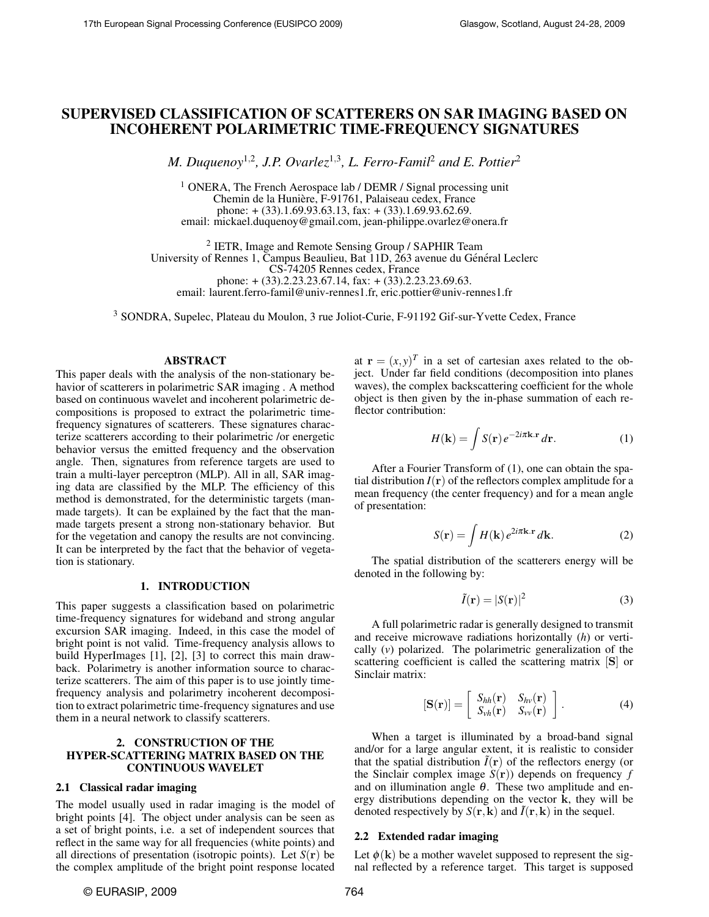# SUPERVISED CLASSIFICATION OF SCATTERERS ON SAR IMAGING BASED ON INCOHERENT POLARIMETRIC TIME-FREQUENCY SIGNATURES

*M. Duquenoy*[1,2]*, J.P. Ovarlez*[1,3]*, L. Ferro-Famil*[2] *and E. Pottier*[2]

[1] ONERA, The French Aerospace lab / DEMR / Signal processing unit
Chemin de la Hunière, F-91761, Palaiseau cedex, France
phone: + (33).1.69.93.63.13, fax: + (33).1.69.93.62.69.
email: mickael.duquenoy@gmail.com, jean-philippe.ovarlez@onera.fr

[2] IETR, Image and Remote Sensing Group / SAPHIR Team
University of Rennes 1, Campus Beaulieu, Bat 11D, 263 avenue du Général Leclerc
CS-74205 Rennes cedex, France
phone: + (33).2.23.23.67.14, fax: + (33).2.23.23.69.63.
email: laurent.ferro-famil@univ-rennes1.fr, eric.pottier@univ-rennes1.fr

[3] SONDRA, Supelec, Plateau du Moulon, 3 rue Joliot-Curie, F-91192 Gif-sur-Yvette Cedex, France

## ABSTRACT

This paper deals with the analysis of the non-stationary behavior of scatterers in polarimetric SAR imaging . A method based on continuous wavelet and incoherent polarimetric decompositions is proposed to extract the polarimetric time-frequency signatures of scatterers. These signatures characterize scatterers according to their polarimetric /or energetic behavior versus the emitted frequency and the observation angle. Then, signatures from reference targets are used to train a multi-layer perceptron (MLP). All in all, SAR imaging data are classified by the MLP. The efficiency of this method is demonstrated, for the deterministic targets (man-made targets). It can be explained by the fact that the man-made targets present a strong non-stationary behavior. But for the vegetation and canopy the results are not convincing. It can be interpreted by the fact that the behavior of vegetation is stationary.

## 1. INTRODUCTION

This paper suggests a classification based on polarimetric time-frequency signatures for wideband and strong angular excursion SAR imaging. Indeed, in this case the model of bright point is not valid. Time-frequency analysis allows to build HyperImages [1], [2], [3] to correct this main drawback. Polarimetry is another information source to characterize scatterers. The aim of this paper is to use jointly time-frequency analysis and polarimetry incoherent decomposition to extract polarimetric time-frequency signatures and use them in a neural network to classify scatterers.

## 2. CONSTRUCTION OF THE HYPER-SCATTERING MATRIX BASED ON THE CONTINUOUS WAVELET

### 2.1 Classical radar imaging

The model usually used in radar imaging is the model of bright points [4]. The object under analysis can be seen as a set of bright points, i.e. a set of independent sources that reflect in the same way for all frequencies (white points) and all directions of presentation (isotropic points). Let $S(\mathbf{r})$ be the complex amplitude of the bright point response located at $\mathbf{r} = (x,y)^T$ in a set of cartesian axes related to the object. Under far field conditions (decomposition into planes waves), the complex backscattering coefficient for the whole object is then given by the in-phase summation of each reflector contribution:

$$H(\mathbf{k}) = \int S(\mathbf{r})\, e^{-2i\pi \mathbf{k}.\mathbf{r}}\, d\mathbf{r}. \quad (1)$$

After a Fourier Transform of (1), one can obtain the spatial distribution $I(\mathbf{r})$ of the reflectors complex amplitude for a mean frequency (the center frequency) and for a mean angle of presentation:

$$S(\mathbf{r}) = \int H(\mathbf{k})\, e^{2i\pi \mathbf{k}.\mathbf{r}}\, d\mathbf{k}. \quad (2)$$

The spatial distribution of the scatterers energy will be denoted in the following by:

$$\tilde{I}(\mathbf{r}) = |S(\mathbf{r})|^2 \quad (3)$$

A full polarimetric radar is generally designed to transmit and receive microwave radiations horizontally ($h$) or vertically ($v$) polarized. The polarimetric generalization of the scattering coefficient is called the scattering matrix $[\mathbf{S}]$ or Sinclair matrix:

$$[\mathbf{S}(\mathbf{r})] = \begin{bmatrix} S_{hh}(\mathbf{r}) & S_{hv}(\mathbf{r}) \\ S_{vh}(\mathbf{r}) & S_{vv}(\mathbf{r}) \end{bmatrix}. \quad (4)$$

When a target is illuminated by a broad-band signal and/or for a large angular extent, it is realistic to consider that the spatial distribution $\tilde{I}(\mathbf{r})$ of the reflectors energy (or the Sinclair complex image $S(\mathbf{r})$) depends on frequency $f$ and on illumination angle $\theta$. These two amplitude and energy distributions depending on the vector $\mathbf{k}$, they will be denoted respectively by $S(\mathbf{r},\mathbf{k})$ and $\tilde{I}(\mathbf{r},\mathbf{k})$ in the sequel.

### 2.2 Extended radar imaging

Let $\phi(\mathbf{k})$ be a mother wavelet supposed to represent the signal reflected by a reference target. This target is supposed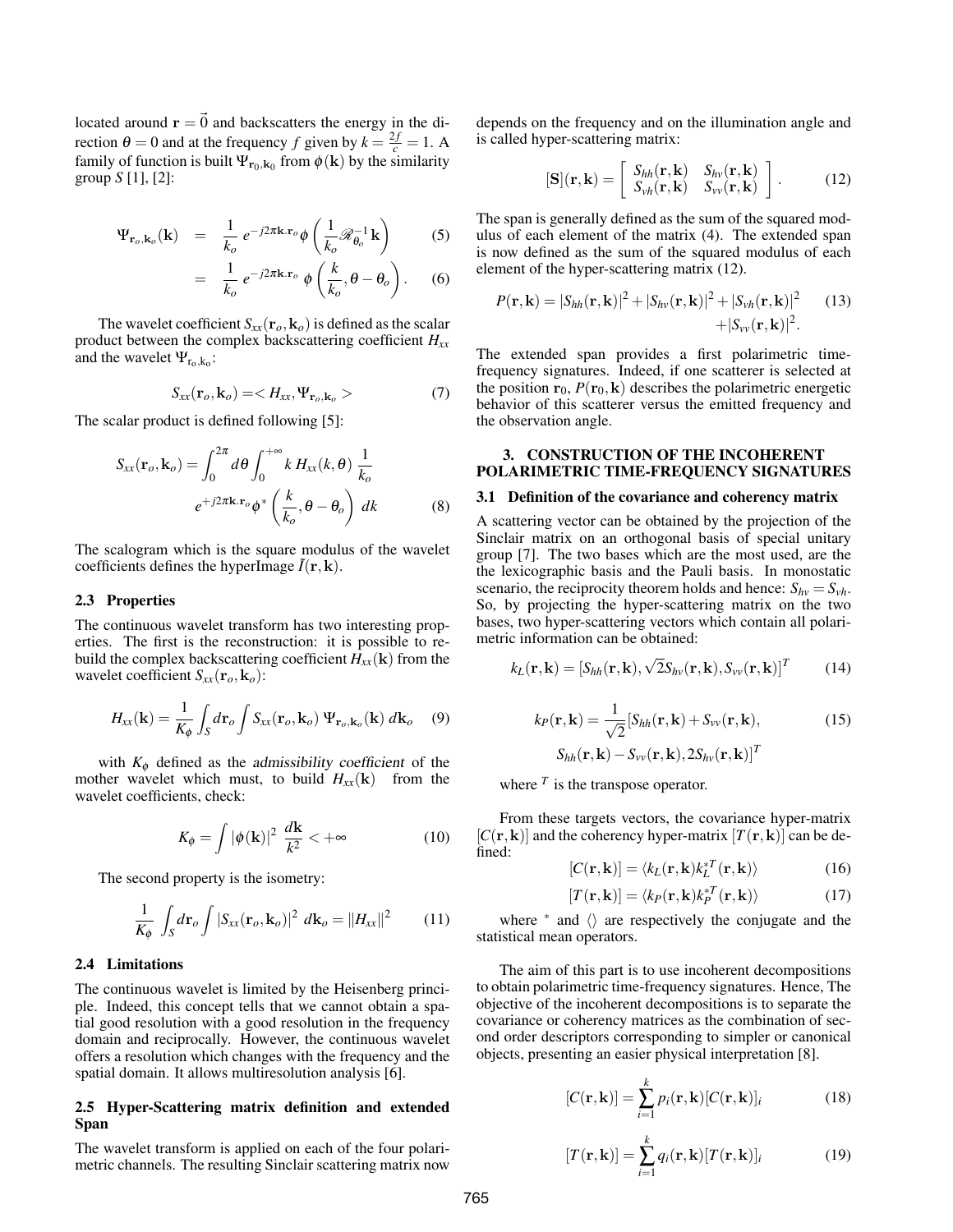located around $\mathbf{r} = \vec{0}$ and backscatters the energy in the direction $\theta = 0$ and at the frequency $f$ given by $k = \frac{2f}{c} = 1$. A family of function is built $\Psi_{\mathbf{r}_0,\mathbf{k}_0}$ from $\phi(\mathbf{k})$ by the similarity group $S$ [1], [2]:

$$\Psi_{\mathbf{r}_o,\mathbf{k}_o}(\mathbf{k}) = \frac{1}{k_o} e^{-j2\pi\mathbf{k}.\mathbf{r}_o} \phi\left(\frac{1}{k_o}\mathscr{R}_{\theta_o}^{-1}\mathbf{k}\right) \quad (5)$$

$$= \frac{1}{k_o} e^{-j2\pi\mathbf{k}.\mathbf{r}_o} \phi\left(\frac{k}{k_o}, \theta - \theta_o\right). \quad (6)$$

The wavelet coefficient $S_{xx}(\mathbf{r}_o,\mathbf{k}_o)$ is defined as the scalar product between the complex backscattering coefficient $H_{xx}$ and the wavelet $\Psi_{\mathrm{r_o,k_o}}$:

$$S_{xx}(\mathbf{r}_o,\mathbf{k}_o) = < H_{xx}, \Psi_{\mathbf{r}_o,\mathbf{k}_o} > \quad (7)$$

The scalar product is defined following [5]:

$$S_{xx}(\mathbf{r}_o,\mathbf{k}_o) = \int_0^{2\pi} d\theta \int_0^{+\infty} k\, H_{xx}(k,\theta)\, \frac{1}{k_o} e^{+j2\pi\mathbf{k}.\mathbf{r}_o} \phi^*\left(\frac{k}{k_o}, \theta - \theta_o\right)\, dk \quad (8)$$

The scalogram which is the square modulus of the wavelet coefficients defines the hyperImage $\tilde{I}(\mathbf{r},\mathbf{k})$.

### 2.3 Properties

The continuous wavelet transform has two interesting properties. The first is the reconstruction: it is possible to rebuild the complex backscattering coefficient $H_{xx}(\mathbf{k})$ from the wavelet coefficient $S_{xx}(\mathbf{r}_o,\mathbf{k}_o)$:

$$H_{xx}(\mathbf{k}) = \frac{1}{K_\phi} \int_S d\mathbf{r}_o \int S_{xx}(\mathbf{r}_o,\mathbf{k}_o)\, \Psi_{\mathbf{r}_o,\mathbf{k}_o}(\mathbf{k})\, d\mathbf{k}_o \quad (9)$$

with $K_\phi$ defined as the *admissibility coefficient* of the mother wavelet which must, to build $H_{xx}(\mathbf{k})$ from the wavelet coefficients, check:

$$K_\phi = \int |\phi(\mathbf{k})|^2\, \frac{d\mathbf{k}}{k^2} < +\infty \quad (10)$$

The second property is the isometry:

$$\frac{1}{K_\phi} \int_S d\mathbf{r}_o \int |S_{xx}(\mathbf{r}_o,\mathbf{k}_o)|^2\, d\mathbf{k}_o = \|H_{xx}\|^2 \quad (11)$$

### 2.4 Limitations

The continuous wavelet is limited by the Heisenberg principle. Indeed, this concept tells that we cannot obtain a spatial good resolution with a good resolution in the frequency domain and reciprocally. However, the continuous wavelet offers a resolution which changes with the frequency and the spatial domain. It allows multiresolution analysis [6].

### 2.5 Hyper-Scattering matrix definition and extended Span

The wavelet transform is applied on each of the four polarimetric channels. The resulting Sinclair scattering matrix now depends on the frequency and on the illumination angle and is called hyper-scattering matrix:

$$[\mathbf{S}](\mathbf{r},\mathbf{k}) = \begin{bmatrix} S_{hh}(\mathbf{r},\mathbf{k}) & S_{hv}(\mathbf{r},\mathbf{k}) \\ S_{vh}(\mathbf{r},\mathbf{k}) & S_{vv}(\mathbf{r},\mathbf{k}) \end{bmatrix}. \quad (12)$$

The span is generally defined as the sum of the squared modulus of each element of the matrix (4). The extended span is now defined as the sum of the squared modulus of each element of the hyper-scattering matrix (12).

$$P(\mathbf{r},\mathbf{k}) = |S_{hh}(\mathbf{r},\mathbf{k})|^2 + |S_{hv}(\mathbf{r},\mathbf{k})|^2 + |S_{vh}(\mathbf{r},\mathbf{k})|^2 + |S_{vv}(\mathbf{r},\mathbf{k})|^2. \quad (13)$$

The extended span provides a first polarimetric time-frequency signatures. Indeed, if one scatterer is selected at the position $\mathbf{r}_0$, $P(\mathbf{r}_0,\mathbf{k})$ describes the polarimetric energetic behavior of this scatterer versus the emitted frequency and the observation angle.

## 3. CONSTRUCTION OF THE INCOHERENT POLARIMETRIC TIME-FREQUENCY SIGNATURES

### 3.1 Definition of the covariance and coherency matrix

A scattering vector can be obtained by the projection of the Sinclair matrix on an orthogonal basis of special unitary group [7]. The two bases which are the most used, are the the lexicographic basis and the Pauli basis. In monostatic scenario, the reciprocity theorem holds and hence: $S_{hv} = S_{vh}$. So, by projecting the hyper-scattering matrix on the two bases, two hyper-scattering vectors which contain all polarimetric information can be obtained:

$$k_L(\mathbf{r},\mathbf{k}) = [S_{hh}(\mathbf{r},\mathbf{k}), \sqrt{2}S_{hv}(\mathbf{r},\mathbf{k}), S_{vv}(\mathbf{r},\mathbf{k})]^T \quad (14)$$

$$k_P(\mathbf{r},\mathbf{k}) = \frac{1}{\sqrt{2}}[S_{hh}(\mathbf{r},\mathbf{k}) + S_{vv}(\mathbf{r},\mathbf{k}), S_{hh}(\mathbf{r},\mathbf{k}) - S_{vv}(\mathbf{r},\mathbf{k}), 2S_{hv}(\mathbf{r},\mathbf{k})]^T \quad (15)$$

where $^T$ is the transpose operator.

From these targets vectors, the covariance hyper-matrix $[C(\mathbf{r},\mathbf{k})]$ and the coherency hyper-matrix $[T(\mathbf{r},\mathbf{k})]$ can be defined:

$$[C(\mathbf{r},\mathbf{k})] = \langle k_L(\mathbf{r},\mathbf{k}) k_L^{*T}(\mathbf{r},\mathbf{k}) \rangle \quad (16)$$

$$[T(\mathbf{r},\mathbf{k})] = \langle k_P(\mathbf{r},\mathbf{k}) k_P^{*T}(\mathbf{r},\mathbf{k}) \rangle \quad (17)$$

where $^*$ and $\langle\rangle$ are respectively the conjugate and the statistical mean operators.

The aim of this part is to use incoherent decompositions to obtain polarimetric time-frequency signatures. Hence, The objective of the incoherent decompositions is to separate the covariance or coherency matrices as the combination of second order descriptors corresponding to simpler or canonical objects, presenting an easier physical interpretation [8].

$$[C(\mathbf{r},\mathbf{k})] = \sum_{i=1}^{k} p_i(\mathbf{r},\mathbf{k})[C(\mathbf{r},\mathbf{k})]_i \quad (18)$$

$$[T(\mathbf{r},\mathbf{k})] = \sum_{i=1}^{k} q_i(\mathbf{r},\mathbf{k})[T(\mathbf{r},\mathbf{k})]_i \quad (19)$$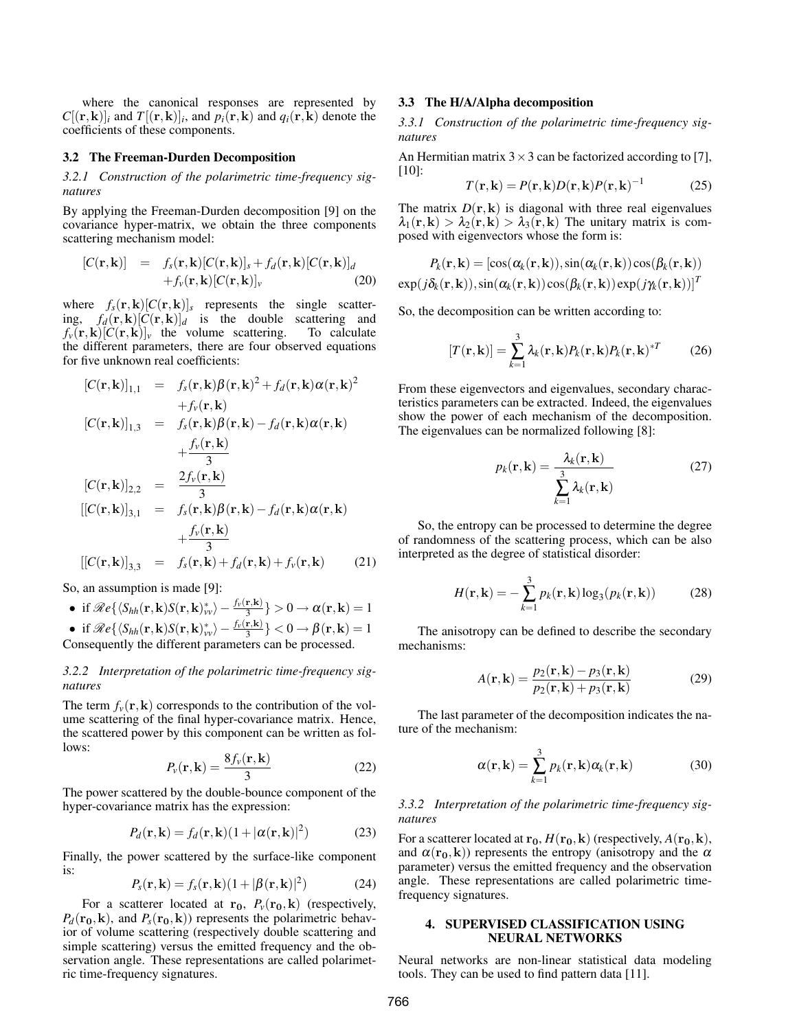where the canonical responses are represented by $C[(\mathbf{r},\mathbf{k})]_i$ and $T[(\mathbf{r},\mathbf{k})]_i$, and $p_i(\mathbf{r},\mathbf{k})$ and $q_i(\mathbf{r},\mathbf{k})$ denote the coefficients of these components.

### 3.2 The Freeman-Durden Decomposition

#### *3.2.1 Construction of the polarimetric time-frequency signatures*

By applying the Freeman-Durden decomposition [9] on the covariance hyper-matrix, we obtain the three components scattering mechanism model:

$$
\begin{aligned}
[C(\mathbf{r},\mathbf{k})] &= f_s(\mathbf{r},\mathbf{k})[C(\mathbf{r},\mathbf{k})]_s + f_d(\mathbf{r},\mathbf{k})[C(\mathbf{r},\mathbf{k})]_d \\
&\quad + f_v(\mathbf{r},\mathbf{k})[C(\mathbf{r},\mathbf{k})]_v
\end{aligned} \tag{20}
$$

where $f_s(\mathbf{r},\mathbf{k})[C(\mathbf{r},\mathbf{k})]_s$ represents the single scattering, $f_d(\mathbf{r},\mathbf{k})[C(\mathbf{r},\mathbf{k})]_d$ is the double scattering and $f_v(\mathbf{r},\mathbf{k})[C(\mathbf{r},\mathbf{k})]_v$ the volume scattering. To calculate the different parameters, there are four observed equations for five unknown real coefficients:

$$
\begin{aligned}
[C(\mathbf{r},\mathbf{k})]_{1,1} &= f_s(\mathbf{r},\mathbf{k})\beta(\mathbf{r},\mathbf{k})^2 + f_d(\mathbf{r},\mathbf{k})\alpha(\mathbf{r},\mathbf{k})^2 \\
&\quad + f_v(\mathbf{r},\mathbf{k}) \\
[C(\mathbf{r},\mathbf{k})]_{1,3} &= f_s(\mathbf{r},\mathbf{k})\beta(\mathbf{r},\mathbf{k}) - f_d(\mathbf{r},\mathbf{k})\alpha(\mathbf{r},\mathbf{k}) \\
&\quad + \frac{f_v(\mathbf{r},\mathbf{k})}{3} \\
[C(\mathbf{r},\mathbf{k})]_{2,2} &= \frac{2f_v(\mathbf{r},\mathbf{k})}{3} \\
[[C(\mathbf{r},\mathbf{k})]_{3,1} &= f_s(\mathbf{r},\mathbf{k})\beta(\mathbf{r},\mathbf{k}) - f_d(\mathbf{r},\mathbf{k})\alpha(\mathbf{r},\mathbf{k}) \\
&\quad + \frac{f_v(\mathbf{r},\mathbf{k})}{3} \\
[[C(\mathbf{r},\mathbf{k})]_{3,3} &= f_s(\mathbf{r},\mathbf{k}) + f_d(\mathbf{r},\mathbf{k}) + f_v(\mathbf{r},\mathbf{k})
\end{aligned} \tag{21}
$$

So, an assumption is made [9]:

- if $\mathscr{Re}\{\langle S_{hh}(\mathbf{r},\mathbf{k})S(\mathbf{r},\mathbf{k})^*_{vv}\rangle - \frac{f_v(\mathbf{r},\mathbf{k})}{3}\} > 0 \rightarrow \alpha(\mathbf{r},\mathbf{k}) = 1$
- if $\mathscr{Re}\{\langle S_{hh}(\mathbf{r},\mathbf{k})S(\mathbf{r},\mathbf{k})^*_{vv}\rangle - \frac{f_v(\mathbf{r},\mathbf{k})}{3}\} < 0 \rightarrow \beta(\mathbf{r},\mathbf{k}) = 1$

Consequently the different parameters can be processed.

#### *3.2.2 Interpretation of the polarimetric time-frequency signatures*

The term $f_v(\mathbf{r},\mathbf{k})$ corresponds to the contribution of the volume scattering of the final hyper-covariance matrix. Hence, the scattered power by this component can be written as follows:

$$
P_v(\mathbf{r},\mathbf{k}) = \frac{8f_v(\mathbf{r},\mathbf{k})}{3} \tag{22}
$$

The power scattered by the double-bounce component of the hyper-covariance matrix has the expression:

$$
P_d(\mathbf{r},\mathbf{k}) = f_d(\mathbf{r},\mathbf{k})(1 + |\alpha(\mathbf{r},\mathbf{k})|^2) \tag{23}
$$

Finally, the power scattered by the surface-like component is:

$$
P_s(\mathbf{r},\mathbf{k}) = f_s(\mathbf{r},\mathbf{k})(1 + |\beta(\mathbf{r},\mathbf{k})|^2) \tag{24}
$$

For a scatterer located at $\mathbf{r_0}$, $P_v(\mathbf{r_0},\mathbf{k})$ (respectively, $P_d(\mathbf{r_0},\mathbf{k})$, and $P_s(\mathbf{r_0},\mathbf{k})$) represents the polarimetric behavior of volume scattering (respectively double scattering and simple scattering) versus the emitted frequency and the observation angle. These representations are called polarimetric time-frequency signatures.

### 3.3 The H/A/Alpha decomposition

#### *3.3.1 Construction of the polarimetric time-frequency signatures*

An Hermitian matrix $3 \times 3$ can be factorized according to [7], [10]:

$$
T(\mathbf{r},\mathbf{k}) = P(\mathbf{r},\mathbf{k})D(\mathbf{r},\mathbf{k})P(\mathbf{r},\mathbf{k})^{-1} \tag{25}
$$

The matrix $D(\mathbf{r},\mathbf{k})$ is diagonal with three real eigenvalues $\lambda_1(\mathbf{r},\mathbf{k}) > \lambda_2(\mathbf{r},\mathbf{k}) > \lambda_3(\mathbf{r},\mathbf{k})$ The unitary matrix is composed with eigenvectors whose the form is:

$$
\begin{aligned}
P_k(\mathbf{r},\mathbf{k}) &= [\cos(\alpha_k(\mathbf{r},\mathbf{k})), \sin(\alpha_k(\mathbf{r},\mathbf{k}))\cos(\beta_k(\mathbf{r},\mathbf{k})) \\
&\exp(j\delta_k(\mathbf{r},\mathbf{k})), \sin(\alpha_k(\mathbf{r},\mathbf{k}))\cos(\beta_k(\mathbf{r},\mathbf{k}))\exp(j\gamma_k(\mathbf{r},\mathbf{k}))]^T
\end{aligned}
$$

So, the decomposition can be written according to:

$$
[T(\mathbf{r},\mathbf{k})] = \sum_{k=1}^{3} \lambda_k(\mathbf{r},\mathbf{k})P_k(\mathbf{r},\mathbf{k})P_k(\mathbf{r},\mathbf{k})^{*T} \tag{26}
$$

From these eigenvectors and eigenvalues, secondary characteristics parameters can be extracted. Indeed, the eigenvalues show the power of each mechanism of the decomposition. The eigenvalues can be normalized following [8]:

$$
p_k(\mathbf{r},\mathbf{k}) = \frac{\lambda_k(\mathbf{r},\mathbf{k})}{\sum_{k=1}^{3} \lambda_k(\mathbf{r},\mathbf{k})} \tag{27}
$$

So, the entropy can be processed to determine the degree of randomness of the scattering process, which can be also interpreted as the degree of statistical disorder:

$$
H(\mathbf{r},\mathbf{k}) = -\sum_{k=1}^{3} p_k(\mathbf{r},\mathbf{k})\log_3(p_k(\mathbf{r},\mathbf{k})) \tag{28}
$$

The anisotropy can be defined to describe the secondary mechanisms:

$$
A(\mathbf{r},\mathbf{k}) = \frac{p_2(\mathbf{r},\mathbf{k}) - p_3(\mathbf{r},\mathbf{k})}{p_2(\mathbf{r},\mathbf{k}) + p_3(\mathbf{r},\mathbf{k})} \tag{29}
$$

The last parameter of the decomposition indicates the nature of the mechanism:

$$
\alpha(\mathbf{r},\mathbf{k}) = \sum_{k=1}^{3} p_k(\mathbf{r},\mathbf{k})\alpha_k(\mathbf{r},\mathbf{k}) \tag{30}
$$

#### *3.3.2 Interpretation of the polarimetric time-frequency signatures*

For a scatterer located at $\mathbf{r_0}$, $H(\mathbf{r_0},\mathbf{k})$ (respectively, $A(\mathbf{r_0},\mathbf{k})$, and $\alpha(\mathbf{r_0},\mathbf{k})$) represents the entropy (anisotropy and the $\alpha$ parameter) versus the emitted frequency and the observation angle. These representations are called polarimetric time-frequency signatures.

## 4. SUPERVISED CLASSIFICATION USING NEURAL NETWORKS

Neural networks are non-linear statistical data modeling tools. They can be used to find pattern data [11].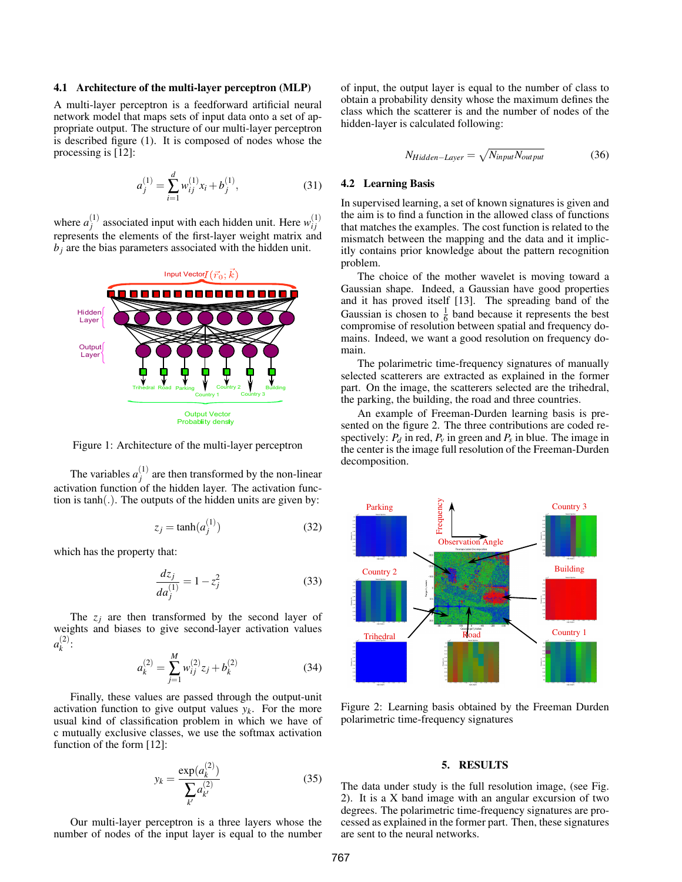### 4.1 Architecture of the multi-layer perceptron (MLP)

A multi-layer perceptron is a feedforward artificial neural network model that maps sets of input data onto a set of appropriate output. The structure of our multi-layer perceptron is described figure (1). It is composed of nodes whose the processing is [12]:

$$a_j^{(1)} = \sum_{i=1}^{d} w_{ij}^{(1)} x_i + b_j^{(1)}, \tag{31}$$

where $a_j^{(1)}$ associated input with each hidden unit. Here $w_{ij}^{(1)}$ represents the elements of the first-layer weight matrix and $b_j$ are the bias parameters associated with the hidden unit.

Figure 1: Architecture of the multi-layer perceptron

The variables $a_j^{(1)}$ are then transformed by the non-linear activation function of the hidden layer. The activation function is tanh(.). The outputs of the hidden units are given by:

$$z_j = \tanh(a_j^{(1)}) \tag{32}$$

which has the property that:

$$\frac{dz_j}{da_j^{(1)}} = 1 - z_j^2 \tag{33}$$

The $z_j$ are then transformed by the second layer of weights and biases to give second-layer activation values $a_k^{(2)}$:

$$a_k^{(2)} = \sum_{j=1}^{M} w_{ij}^{(2)} z_j + b_k^{(2)} \tag{34}$$

Finally, these values are passed through the output-unit activation function to give output values $y_k$. For the more usual kind of classification problem in which we have of c mutually exclusive classes, we use the softmax activation function of the form [12]:

$$y_k = \frac{\exp(a_k^{(2)})}{\sum_{k'} a_{k'}^{(2)}} \tag{35}$$

Our multi-layer perceptron is a three layers whose the number of nodes of the input layer is equal to the number of input, the output layer is equal to the number of class to obtain a probability density whose the maximum defines the class which the scatterer is and the number of nodes of the hidden-layer is calculated following:

$$N_{Hidden-Layer} = \sqrt{N_{input} N_{output}} \tag{36}$$

### 4.2 Learning Basis

In supervised learning, a set of known signatures is given and the aim is to find a function in the allowed class of functions that matches the examples. The cost function is related to the mismatch between the mapping and the data and it implicitly contains prior knowledge about the pattern recognition problem.

The choice of the mother wavelet is moving toward a Gaussian shape. Indeed, a Gaussian have good properties and it has proved itself [13]. The spreading band of the Gaussian is chosen to $\frac{1}{6}$ band because it represents the best compromise of resolution between spatial and frequency domains. Indeed, we want a good resolution on frequency domain.

The polarimetric time-frequency signatures of manually selected scatterers are extracted as explained in the former part. On the image, the scatterers selected are the trihedral, the parking, the building, the road and three countries.

An example of Freeman-Durden learning basis is presented on the figure 2. The three contributions are coded respectively: $P_d$ in red, $P_v$ in green and $P_s$ in blue. The image in the center is the image full resolution of the Freeman-Durden decomposition.

Figure 2: Learning basis obtained by the Freeman Durden polarimetric time-frequency signatures

## 5. RESULTS

The data under study is the full resolution image, (see Fig. 2). It is a X band image with an angular excursion of two degrees. The polarimetric time-frequency signatures are processed as explained in the former part. Then, these signatures are sent to the neural networks.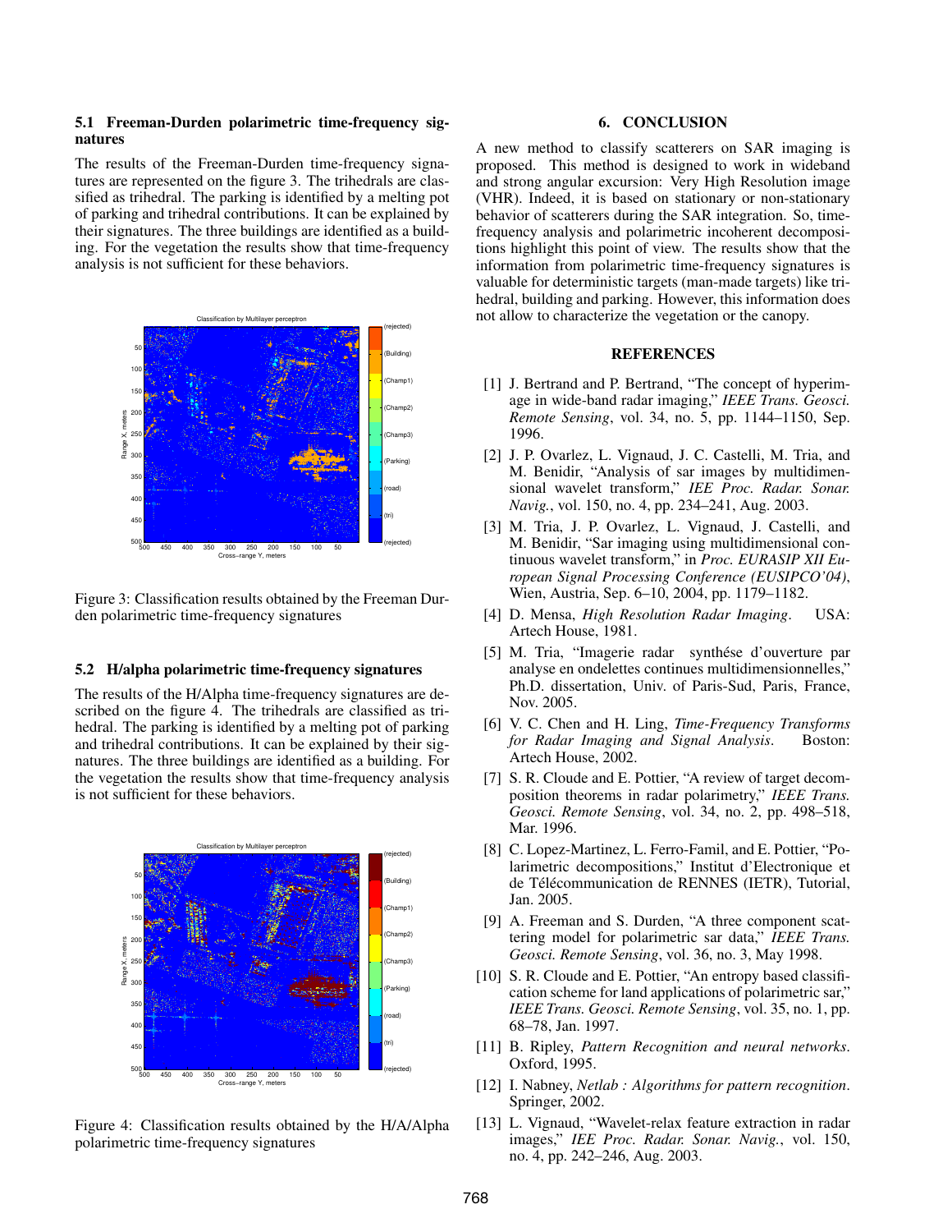### 5.1 Freeman-Durden polarimetric time-frequency signatures

The results of the Freeman-Durden time-frequency signatures are represented on the figure 3. The trihedrals are classified as trihedral. The parking is identified by a melting pot of parking and trihedral contributions. It can be explained by their signatures. The three buildings are identified as a building. For the vegetation the results show that time-frequency analysis is not sufficient for these behaviors.

Classification by Multilayer perceptron

Range X, meters

50
100
150
200
250
300
350
400
450
500

Cross–range Y, meters

500 450 400 350 300 250 200 150 100 50

(rejected)
(Building)
(Champ1)
(Champ2)
(Champ3)
(Parking)
(road)
(tri)
(rejected)

Figure 3: Classification results obtained by the Freeman Durden polarimetric time-frequency signatures

### 5.2 H/alpha polarimetric time-frequency signatures

The results of the H/Alpha time-frequency signatures are described on the figure 4. The trihedrals are classified as trihedral. The parking is identified by a melting pot of parking and trihedral contributions. It can be explained by their signatures. The three buildings are identified as a building. For the vegetation the results show that time-frequency analysis is not sufficient for these behaviors.

Classification by Multilayer perceptron

Range X, meters

50
100
150
200
250
300
350
400
450
500

Cross–range Y, meters

500 450 400 350 300 250 200 150 100 50

(rejected)
(Building)
(Champ1)
(Champ2)
(Champ3)
(Parking)
(road)
(tri)
(rejected)

Figure 4: Classification results obtained by the H/A/Alpha polarimetric time-frequency signatures

## 6. CONCLUSION

A new method to classify scatterers on SAR imaging is proposed. This method is designed to work in wideband and strong angular excursion: Very High Resolution image (VHR). Indeed, it is based on stationary or non-stationary behavior of scatterers during the SAR integration. So, time-frequency analysis and polarimetric incoherent decompositions highlight this point of view. The results show that the information from polarimetric time-frequency signatures is valuable for deterministic targets (man-made targets) like trihedral, building and parking. However, this information does not allow to characterize the vegetation or the canopy.

## REFERENCES

[1] J. Bertrand and P. Bertrand, "The concept of hyperimage in wide-band radar imaging," *IEEE Trans. Geosci. Remote Sensing*, vol. 34, no. 5, pp. 1144–1150, Sep. 1996.

[2] J. P. Ovarlez, L. Vignaud, J. C. Castelli, M. Tria, and M. Benidir, "Analysis of sar images by multidimensional wavelet transform," *IEE Proc. Radar. Sonar. Navig.*, vol. 150, no. 4, pp. 234–241, Aug. 2003.

[3] M. Tria, J. P. Ovarlez, L. Vignaud, J. Castelli, and M. Benidir, "Sar imaging using multidimensional continuous wavelet transform," in *Proc. EURASIP XII European Signal Processing Conference (EUSIPCO'04)*, Wien, Austria, Sep. 6–10, 2004, pp. 1179–1182.

[4] D. Mensa, *High Resolution Radar Imaging*. USA: Artech House, 1981.

[5] M. Tria, "Imagerie radar synthése d'ouverture par analyse en ondelettes continues multidimensionnelles," Ph.D. dissertation, Univ. of Paris-Sud, Paris, France, Nov. 2005.

[6] V. C. Chen and H. Ling, *Time-Frequency Transforms for Radar Imaging and Signal Analysis*. Boston: Artech House, 2002.

[7] S. R. Cloude and E. Pottier, "A review of target decomposition theorems in radar polarimetry," *IEEE Trans. Geosci. Remote Sensing*, vol. 34, no. 2, pp. 498–518, Mar. 1996.

[8] C. Lopez-Martinez, L. Ferro-Famil, and E. Pottier, "Polarimetric decompositions," Institut d'Electronique et de Télécommunication de RENNES (IETR), Tutorial, Jan. 2005.

[9] A. Freeman and S. Durden, "A three component scattering model for polarimetric sar data," *IEEE Trans. Geosci. Remote Sensing*, vol. 36, no. 3, May 1998.

[10] S. R. Cloude and E. Pottier, "An entropy based classification scheme for land applications of polarimetric sar," *IEEE Trans. Geosci. Remote Sensing*, vol. 35, no. 1, pp. 68–78, Jan. 1997.

[11] B. Ripley, *Pattern Recognition and neural networks*. Oxford, 1995.

[12] I. Nabney, *Netlab : Algorithms for pattern recognition*. Springer, 2002.

[13] L. Vignaud, "Wavelet-relax feature extraction in radar images," *IEE Proc. Radar. Sonar. Navig.*, vol. 150, no. 4, pp. 242–246, Aug. 2003.